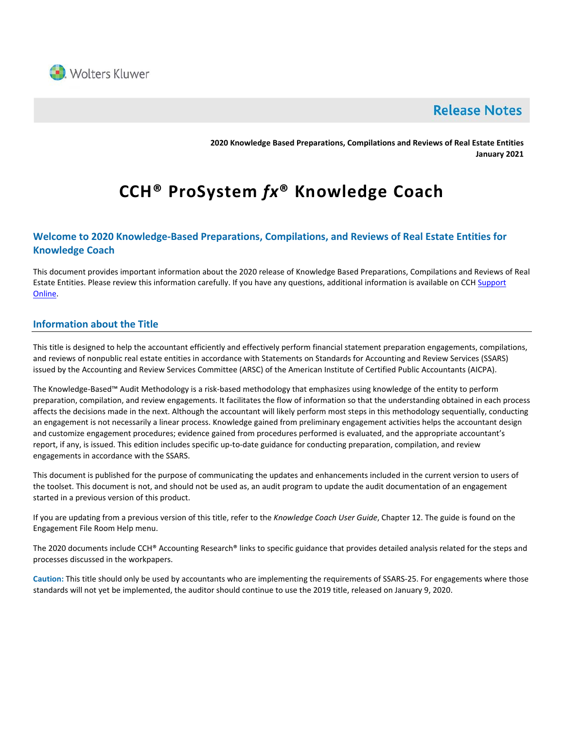Wolters Kluwer

# Release Notes

**2020 Knowledge Based Preparations, Compilations and Reviews of Real Estate Entities**
**January 2021**

# CCH® ProSystem *fx*® Knowledge Coach

## Welcome to 2020 Knowledge-Based Preparations, Compilations, and Reviews of Real Estate Entities for Knowledge Coach

This document provides important information about the 2020 release of Knowledge Based Preparations, Compilations and Reviews of Real Estate Entities. Please review this information carefully. If you have any questions, additional information is available on CCH Support Online.

## Information about the Title

This title is designed to help the accountant efficiently and effectively perform financial statement preparation engagements, compilations, and reviews of nonpublic real estate entities in accordance with Statements on Standards for Accounting and Review Services (SSARS) issued by the Accounting and Review Services Committee (ARSC) of the American Institute of Certified Public Accountants (AICPA).

The Knowledge-Based™ Audit Methodology is a risk-based methodology that emphasizes using knowledge of the entity to perform preparation, compilation, and review engagements. It facilitates the flow of information so that the understanding obtained in each process affects the decisions made in the next. Although the accountant will likely perform most steps in this methodology sequentially, conducting an engagement is not necessarily a linear process. Knowledge gained from preliminary engagement activities helps the accountant design and customize engagement procedures; evidence gained from procedures performed is evaluated, and the appropriate accountant's report, if any, is issued. This edition includes specific up-to-date guidance for conducting preparation, compilation, and review engagements in accordance with the SSARS.

This document is published for the purpose of communicating the updates and enhancements included in the current version to users of the toolset. This document is not, and should not be used as, an audit program to update the audit documentation of an engagement started in a previous version of this product.

If you are updating from a previous version of this title, refer to the *Knowledge Coach User Guide*, Chapter 12. The guide is found on the Engagement File Room Help menu.

The 2020 documents include CCH® Accounting Research® links to specific guidance that provides detailed analysis related for the steps and processes discussed in the workpapers.

**Caution:** This title should only be used by accountants who are implementing the requirements of SSARS-25. For engagements where those standards will not yet be implemented, the auditor should continue to use the 2019 title, released on January 9, 2020.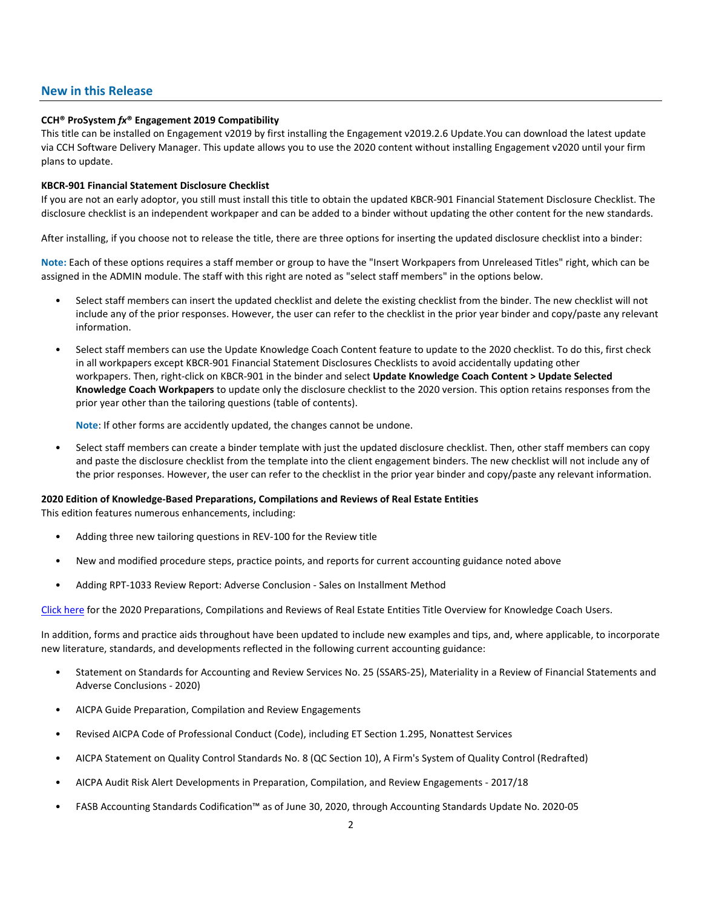## New in this Release

**CCH® ProSystem *fx*® Engagement 2019 Compatibility**
This title can be installed on Engagement v2019 by first installing the Engagement v2019.2.6 Update.You can download the latest update via CCH Software Delivery Manager. This update allows you to use the 2020 content without installing Engagement v2020 until your firm plans to update.

**KBCR-901 Financial Statement Disclosure Checklist**
If you are not an early adoptor, you still must install this title to obtain the updated KBCR-901 Financial Statement Disclosure Checklist. The disclosure checklist is an independent workpaper and can be added to a binder without updating the other content for the new standards.

After installing, if you choose not to release the title, there are three options for inserting the updated disclosure checklist into a binder:

**Note:** Each of these options requires a staff member or group to have the "Insert Workpapers from Unreleased Titles" right, which can be assigned in the ADMIN module. The staff with this right are noted as "select staff members" in the options below.

- Select staff members can insert the updated checklist and delete the existing checklist from the binder. The new checklist will not include any of the prior responses. However, the user can refer to the checklist in the prior year binder and copy/paste any relevant information.
- Select staff members can use the Update Knowledge Coach Content feature to update to the 2020 checklist. To do this, first check in all workpapers except KBCR-901 Financial Statement Disclosures Checklists to avoid accidentally updating other workpapers. Then, right-click on KBCR-901 in the binder and select **Update Knowledge Coach Content > Update Selected Knowledge Coach Workpapers** to update only the disclosure checklist to the 2020 version. This option retains responses from the prior year other than the tailoring questions (table of contents).

  **Note**: If other forms are accidently updated, the changes cannot be undone.
- Select staff members can create a binder template with just the updated disclosure checklist. Then, other staff members can copy and paste the disclosure checklist from the template into the client engagement binders. The new checklist will not include any of the prior responses. However, the user can refer to the checklist in the prior year binder and copy/paste any relevant information.

**2020 Edition of Knowledge-Based Preparations, Compilations and Reviews of Real Estate Entities**
This edition features numerous enhancements, including:

- Adding three new tailoring questions in REV-100 for the Review title
- New and modified procedure steps, practice points, and reports for current accounting guidance noted above
- Adding RPT-1033 Review Report: Adverse Conclusion - Sales on Installment Method

Click here for the 2020 Preparations, Compilations and Reviews of Real Estate Entities Title Overview for Knowledge Coach Users.

In addition, forms and practice aids throughout have been updated to include new examples and tips, and, where applicable, to incorporate new literature, standards, and developments reflected in the following current accounting guidance:

- Statement on Standards for Accounting and Review Services No. 25 (SSARS-25), Materiality in a Review of Financial Statements and Adverse Conclusions - 2020)
- AICPA Guide Preparation, Compilation and Review Engagements
- Revised AICPA Code of Professional Conduct (Code), including ET Section 1.295, Nonattest Services
- AICPA Statement on Quality Control Standards No. 8 (QC Section 10), A Firm's System of Quality Control (Redrafted)
- AICPA Audit Risk Alert Developments in Preparation, Compilation, and Review Engagements - 2017/18
- FASB Accounting Standards Codification™ as of June 30, 2020, through Accounting Standards Update No. 2020-05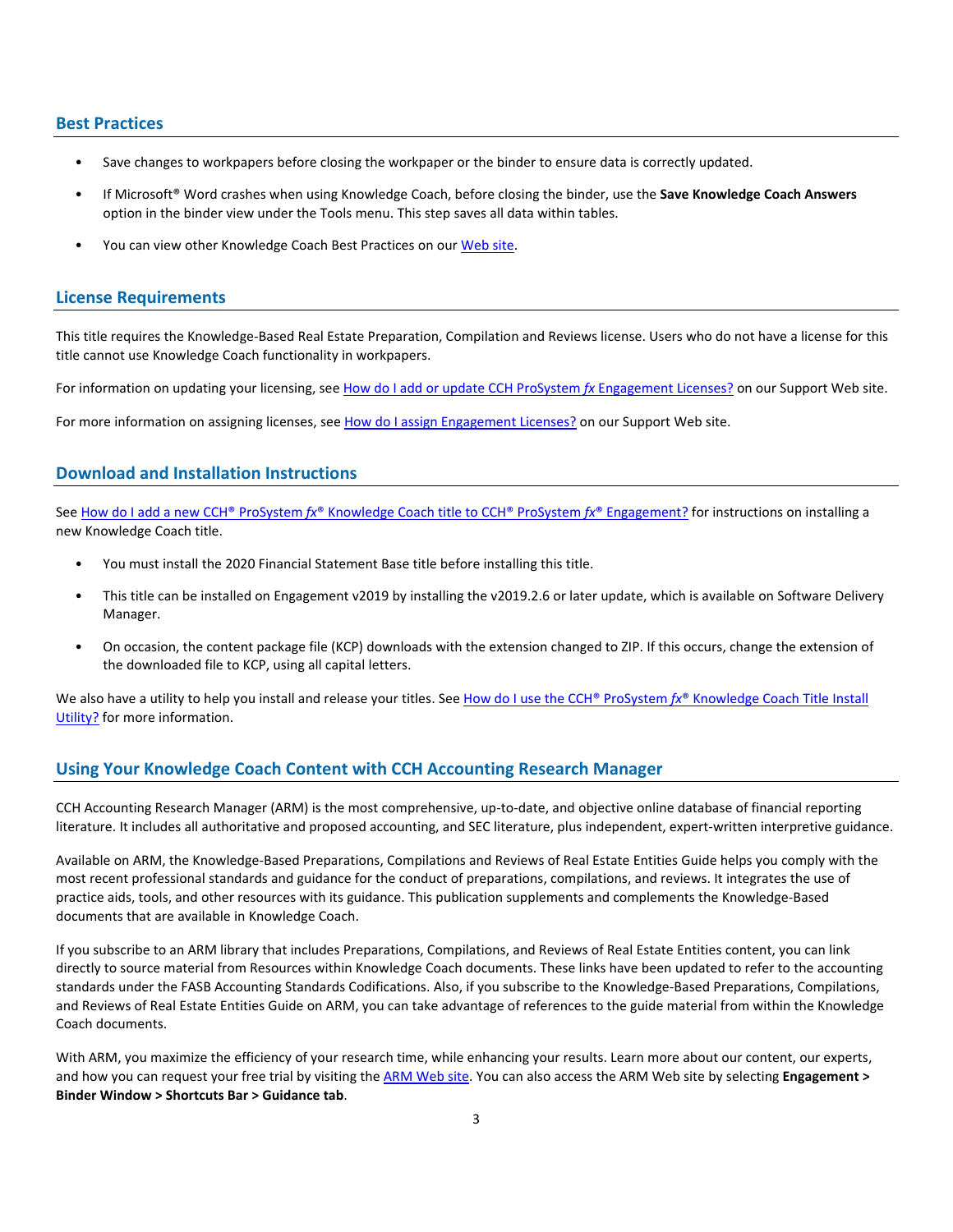## Best Practices

- Save changes to workpapers before closing the workpaper or the binder to ensure data is correctly updated.
- If Microsoft® Word crashes when using Knowledge Coach, before closing the binder, use the **Save Knowledge Coach Answers** option in the binder view under the Tools menu. This step saves all data within tables.
- You can view other Knowledge Coach Best Practices on our Web site.

## License Requirements

This title requires the Knowledge-Based Real Estate Preparation, Compilation and Reviews license. Users who do not have a license for this title cannot use Knowledge Coach functionality in workpapers.

For information on updating your licensing, see How do I add or update CCH ProSystem *fx* Engagement Licenses? on our Support Web site.

For more information on assigning licenses, see How do I assign Engagement Licenses? on our Support Web site.

## Download and Installation Instructions

See How do I add a new CCH® ProSystem *fx*® Knowledge Coach title to CCH® ProSystem *fx*® Engagement? for instructions on installing a new Knowledge Coach title.

- You must install the 2020 Financial Statement Base title before installing this title.
- This title can be installed on Engagement v2019 by installing the v2019.2.6 or later update, which is available on Software Delivery Manager.
- On occasion, the content package file (KCP) downloads with the extension changed to ZIP. If this occurs, change the extension of the downloaded file to KCP, using all capital letters.

We also have a utility to help you install and release your titles. See How do I use the CCH® ProSystem *fx*® Knowledge Coach Title Install Utility? for more information.

## Using Your Knowledge Coach Content with CCH Accounting Research Manager

CCH Accounting Research Manager (ARM) is the most comprehensive, up-to-date, and objective online database of financial reporting literature. It includes all authoritative and proposed accounting, and SEC literature, plus independent, expert-written interpretive guidance.

Available on ARM, the Knowledge-Based Preparations, Compilations and Reviews of Real Estate Entities Guide helps you comply with the most recent professional standards and guidance for the conduct of preparations, compilations, and reviews. It integrates the use of practice aids, tools, and other resources with its guidance. This publication supplements and complements the Knowledge-Based documents that are available in Knowledge Coach.

If you subscribe to an ARM library that includes Preparations, Compilations, and Reviews of Real Estate Entities content, you can link directly to source material from Resources within Knowledge Coach documents. These links have been updated to refer to the accounting standards under the FASB Accounting Standards Codifications. Also, if you subscribe to the Knowledge-Based Preparations, Compilations, and Reviews of Real Estate Entities Guide on ARM, you can take advantage of references to the guide material from within the Knowledge Coach documents.

With ARM, you maximize the efficiency of your research time, while enhancing your results. Learn more about our content, our experts, and how you can request your free trial by visiting the ARM Web site. You can also access the ARM Web site by selecting **Engagement > Binder Window > Shortcuts Bar > Guidance tab**.